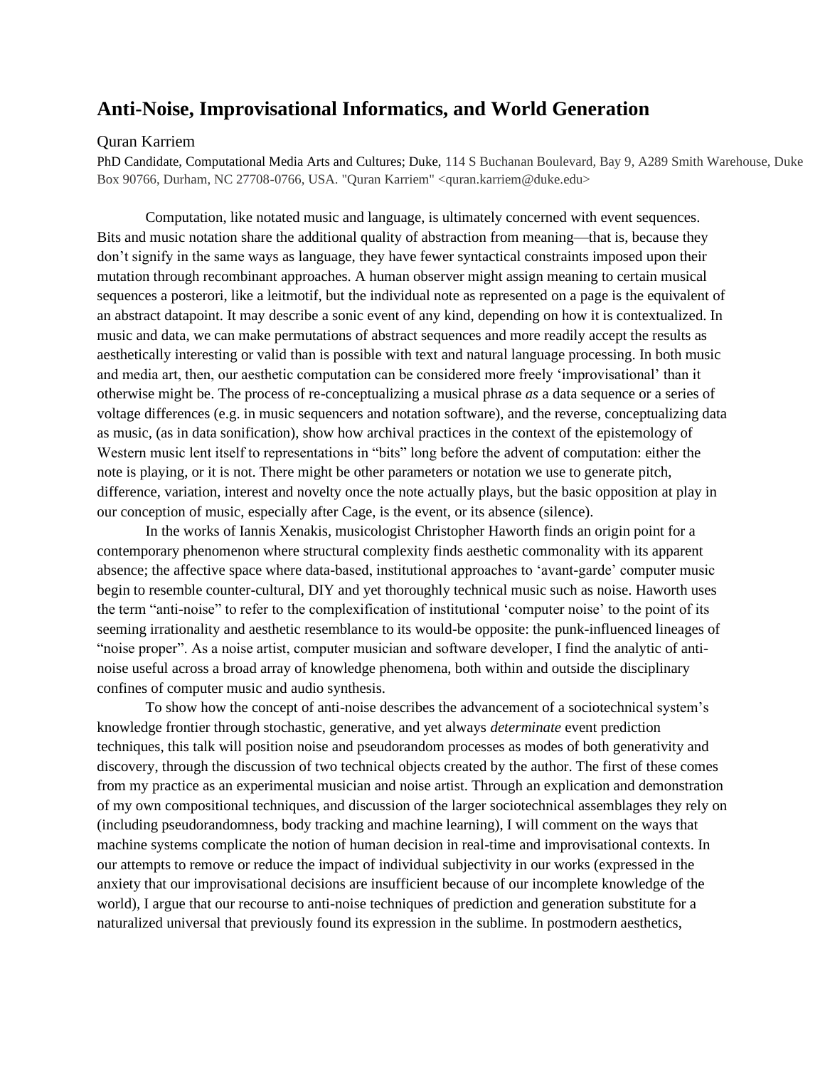# Anti-Noise, Improvisational Informatics, and World Generation

Quran Karriem

PhD Candidate, Computational Media Arts and Cultures; Duke, 114 S Buchanan Boulevard, Bay 9, A289 Smith Warehouse, Duke Box 90766, Durham, NC 27708-0766, USA. "Quran Karriem" <quran.karriem@duke.edu>

Computation, like notated music and language, is ultimately concerned with event sequences. Bits and music notation share the additional quality of abstraction from meaning—that is, because they don't signify in the same ways as language, they have fewer syntactical constraints imposed upon their mutation through recombinant approaches. A human observer might assign meaning to certain musical sequences a posterori, like a leitmotif, but the individual note as represented on a page is the equivalent of an abstract datapoint. It may describe a sonic event of any kind, depending on how it is contextualized. In music and data, we can make permutations of abstract sequences and more readily accept the results as aesthetically interesting or valid than is possible with text and natural language processing. In both music and media art, then, our aesthetic computation can be considered more freely 'improvisational' than it otherwise might be. The process of re-conceptualizing a musical phrase *as* a data sequence or a series of voltage differences (e.g. in music sequencers and notation software), and the reverse, conceptualizing data as music, (as in data sonification), show how archival practices in the context of the epistemology of Western music lent itself to representations in "bits" long before the advent of computation: either the note is playing, or it is not. There might be other parameters or notation we use to generate pitch, difference, variation, interest and novelty once the note actually plays, but the basic opposition at play in our conception of music, especially after Cage, is the event, or its absence (silence).

In the works of Iannis Xenakis, musicologist Christopher Haworth finds an origin point for a contemporary phenomenon where structural complexity finds aesthetic commonality with its apparent absence; the affective space where data-based, institutional approaches to 'avant-garde' computer music begin to resemble counter-cultural, DIY and yet thoroughly technical music such as noise. Haworth uses the term "anti-noise" to refer to the complexification of institutional 'computer noise' to the point of its seeming irrationality and aesthetic resemblance to its would-be opposite: the punk-influenced lineages of "noise proper". As a noise artist, computer musician and software developer, I find the analytic of anti-noise useful across a broad array of knowledge phenomena, both within and outside the disciplinary confines of computer music and audio synthesis.

To show how the concept of anti-noise describes the advancement of a sociotechnical system's knowledge frontier through stochastic, generative, and yet always *determinate* event prediction techniques, this talk will position noise and pseudorandom processes as modes of both generativity and discovery, through the discussion of two technical objects created by the author. The first of these comes from my practice as an experimental musician and noise artist. Through an explication and demonstration of my own compositional techniques, and discussion of the larger sociotechnical assemblages they rely on (including pseudorandomness, body tracking and machine learning), I will comment on the ways that machine systems complicate the notion of human decision in real-time and improvisational contexts. In our attempts to remove or reduce the impact of individual subjectivity in our works (expressed in the anxiety that our improvisational decisions are insufficient because of our incomplete knowledge of the world), I argue that our recourse to anti-noise techniques of prediction and generation substitute for a naturalized universal that previously found its expression in the sublime. In postmodern aesthetics,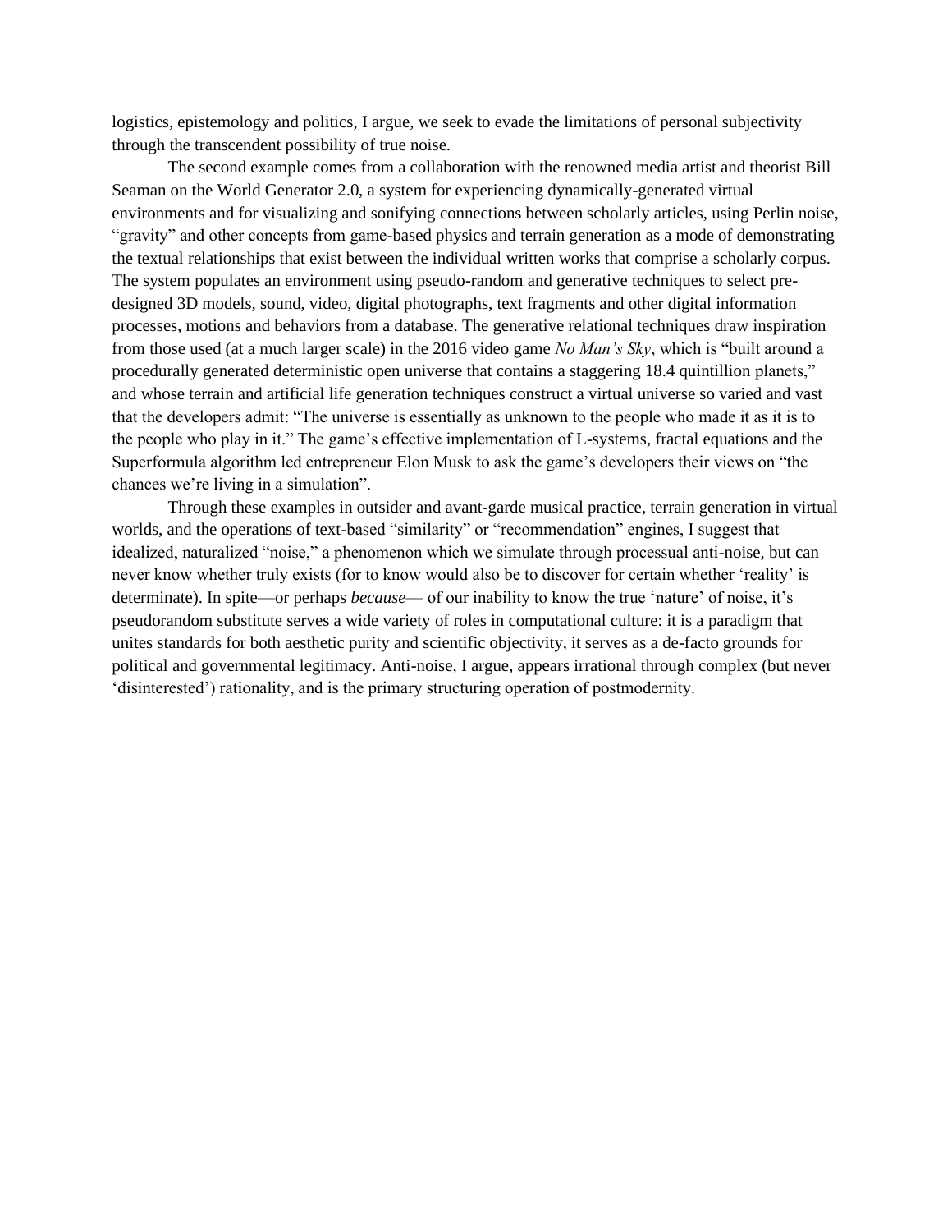logistics, epistemology and politics, I argue, we seek to evade the limitations of personal subjectivity through the transcendent possibility of true noise.

The second example comes from a collaboration with the renowned media artist and theorist Bill Seaman on the World Generator 2.0, a system for experiencing dynamically-generated virtual environments and for visualizing and sonifying connections between scholarly articles, using Perlin noise, "gravity" and other concepts from game-based physics and terrain generation as a mode of demonstrating the textual relationships that exist between the individual written works that comprise a scholarly corpus. The system populates an environment using pseudo-random and generative techniques to select pre-designed 3D models, sound, video, digital photographs, text fragments and other digital information processes, motions and behaviors from a database. The generative relational techniques draw inspiration from those used (at a much larger scale) in the 2016 video game *No Man's Sky*, which is "built around a procedurally generated deterministic open universe that contains a staggering 18.4 quintillion planets," and whose terrain and artificial life generation techniques construct a virtual universe so varied and vast that the developers admit: "The universe is essentially as unknown to the people who made it as it is to the people who play in it." The game's effective implementation of L-systems, fractal equations and the Superformula algorithm led entrepreneur Elon Musk to ask the game's developers their views on "the chances we're living in a simulation".

Through these examples in outsider and avant-garde musical practice, terrain generation in virtual worlds, and the operations of text-based "similarity" or "recommendation" engines, I suggest that idealized, naturalized "noise," a phenomenon which we simulate through processual anti-noise, but can never know whether truly exists (for to know would also be to discover for certain whether 'reality' is determinate). In spite—or perhaps *because*— of our inability to know the true 'nature' of noise, it's pseudorandom substitute serves a wide variety of roles in computational culture: it is a paradigm that unites standards for both aesthetic purity and scientific objectivity, it serves as a de-facto grounds for political and governmental legitimacy. Anti-noise, I argue, appears irrational through complex (but never 'disinterested') rationality, and is the primary structuring operation of postmodernity.